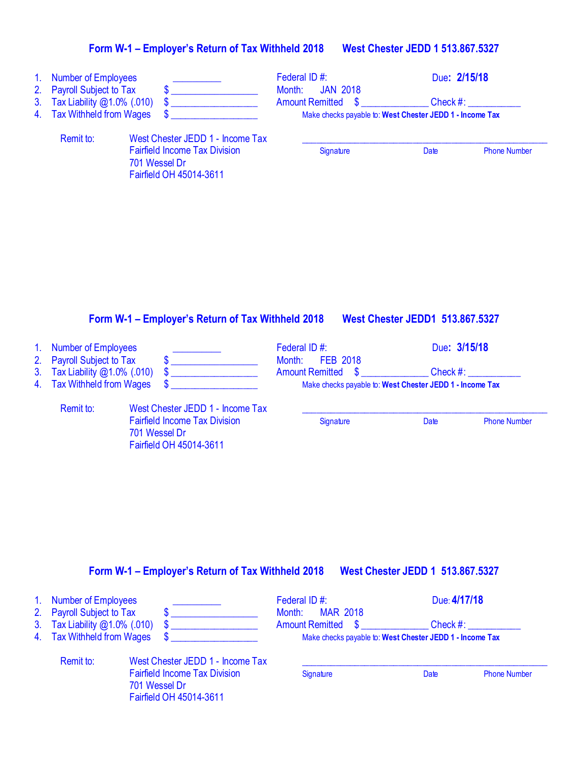## Form W-1 – Employer's Return of Tax Withheld 2018 West Chester JEDD 1 513.867.5327

1. Number of Employees __________
2. Payroll Subject to Tax $ __________________
3. Tax Liability @1.0% (.010) $ __________________
4. Tax Withheld from Wages $ __________________

Federal ID #: Due: **2/15/18**

Month: JAN 2018

Amount Remitted $ ______________ Check #: ___________

Make checks payable to: **West Chester JEDD 1 - Income Tax**

Remit to: West Chester JEDD 1 - Income Tax
Fairfield Income Tax Division
701 Wessel Dr
Fairfield OH 45014-3611

___________________________________________________

Signature Date Phone Number

## Form W-1 – Employer's Return of Tax Withheld 2018 West Chester JEDD1 513.867.5327

1. Number of Employees __________
2. Payroll Subject to Tax $ __________________
3. Tax Liability @1.0% (.010) $ __________________
4. Tax Withheld from Wages $ __________________

Federal ID #: Due: **3/15/18**

Month: FEB 2018

Amount Remitted $ ______________ Check #: ___________

Make checks payable to: **West Chester JEDD 1 - Income Tax**

Remit to: West Chester JEDD 1 - Income Tax
Fairfield Income Tax Division
701 Wessel Dr
Fairfield OH 45014-3611

___________________________________________________

Signature Date Phone Number

## Form W-1 – Employer's Return of Tax Withheld 2018 West Chester JEDD 1 513.867.5327

1. Number of Employees __________
2. Payroll Subject to Tax $ __________________
3. Tax Liability @1.0% (.010) $ __________________
4. Tax Withheld from Wages $ __________________

Federal ID #: Due: **4/17/18**

Month: MAR 2018

Amount Remitted $ ______________ Check #: ___________

Make checks payable to: **West Chester JEDD 1 - Income Tax**

Remit to: West Chester JEDD 1 - Income Tax
Fairfield Income Tax Division
701 Wessel Dr
Fairfield OH 45014-3611

___________________________________________________

Signature Date Phone Number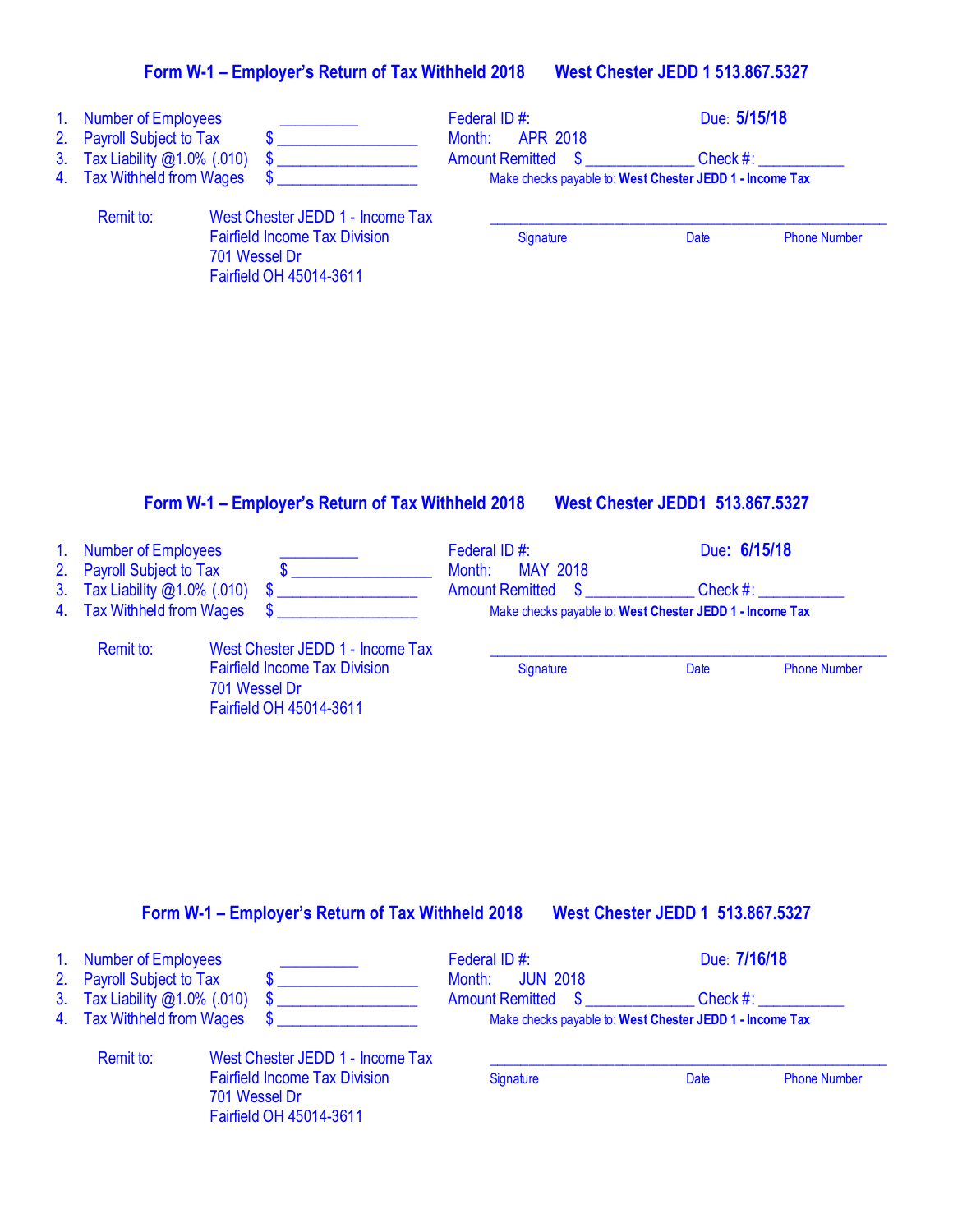## Form W-1 – Employer's Return of Tax Withheld 2018     West Chester JEDD 1 513.867.5327

1. Number of Employees __________
2. Payroll Subject to Tax $ _________________
3. Tax Liability @1.0% (.010) $ _________________
4. Tax Withheld from Wages $ _________________

Federal ID #:     Due: **5/15/18**

Month: APR 2018

Amount Remitted $ _____________ Check #: __________

Make checks payable to: **West Chester JEDD 1 - Income Tax**

Remit to: West Chester JEDD 1 - Income Tax
Fairfield Income Tax Division
701 Wessel Dr
Fairfield OH 45014-3611

_______________________________________________
Signature     Date     Phone Number

## Form W-1 – Employer's Return of Tax Withheld 2018     West Chester JEDD1 513.867.5327

1. Number of Employees __________
2. Payroll Subject to Tax $ _________________
3. Tax Liability @1.0% (.010) $ _________________
4. Tax Withheld from Wages $ _________________

Federal ID #:     Due: **6/15/18**

Month: MAY 2018

Amount Remitted $ _____________ Check #: __________

Make checks payable to: **West Chester JEDD 1 - Income Tax**

Remit to: West Chester JEDD 1 - Income Tax
Fairfield Income Tax Division
701 Wessel Dr
Fairfield OH 45014-3611

_______________________________________________
Signature     Date     Phone Number

## Form W-1 – Employer's Return of Tax Withheld 2018     West Chester JEDD 1 513.867.5327

1. Number of Employees __________
2. Payroll Subject to Tax $ _________________
3. Tax Liability @1.0% (.010) $ _________________
4. Tax Withheld from Wages $ _________________

Federal ID #:     Due: **7/16/18**

Month: JUN 2018

Amount Remitted $ _____________ Check #: __________

Make checks payable to: **West Chester JEDD 1 - Income Tax**

Remit to: West Chester JEDD 1 - Income Tax
Fairfield Income Tax Division
701 Wessel Dr
Fairfield OH 45014-3611

_______________________________________________
Signature     Date     Phone Number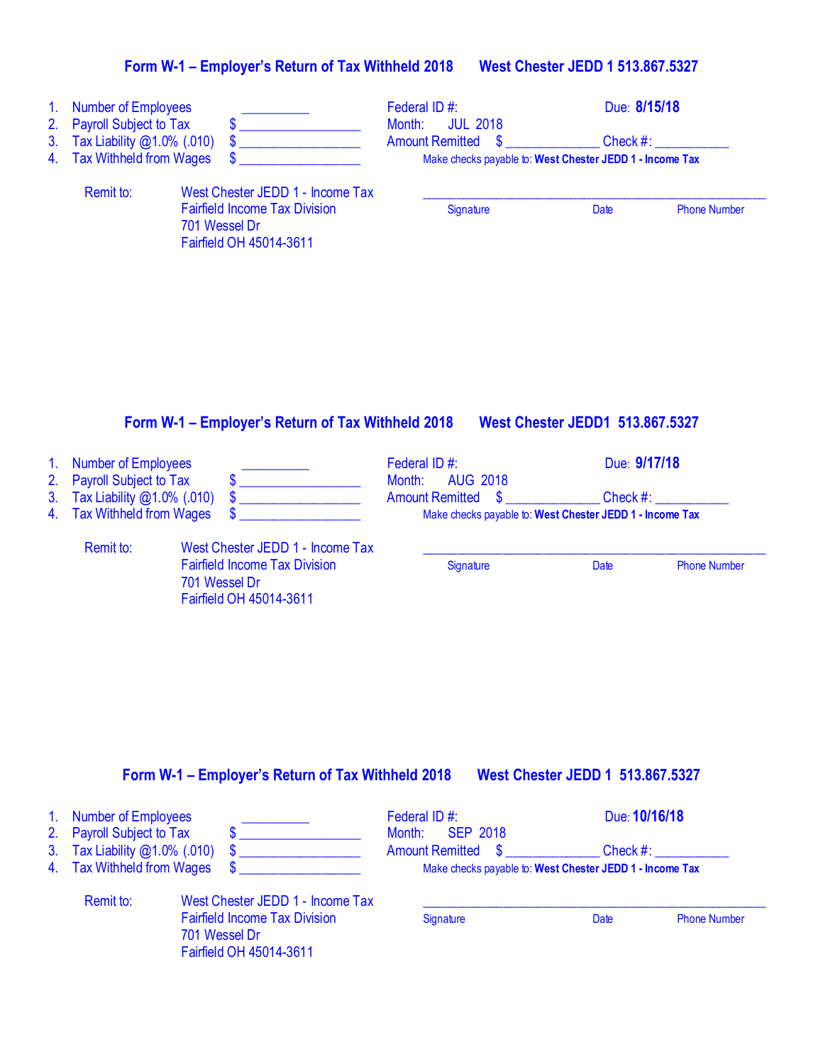## Form W-1 – Employer's Return of Tax Withheld 2018 West Chester JEDD 1 513.867.5327

1. Number of Employees __________
2. Payroll Subject to Tax $ __________________
3. Tax Liability @1.0% (.010) $ __________________
4. Tax Withheld from Wages $ __________________

Federal ID #:

Due: **8/15/18**

Month: JUL 2018

Amount Remitted $ ______________ Check #: ___________

Make checks payable to: **West Chester JEDD 1 - Income Tax**

Remit to:

West Chester JEDD 1 - Income Tax
Fairfield Income Tax Division
701 Wessel Dr
Fairfield OH 45014-3611

_____________________________________________________

Signature Date Phone Number

## Form W-1 – Employer's Return of Tax Withheld 2018 West Chester JEDD1 513.867.5327

1. Number of Employees __________
2. Payroll Subject to Tax $ __________________
3. Tax Liability @1.0% (.010) $ __________________
4. Tax Withheld from Wages $ __________________

Federal ID #:

Due: **9/17/18**

Month: AUG 2018

Amount Remitted $ ______________ Check #: ___________

Make checks payable to: **West Chester JEDD 1 - Income Tax**

Remit to:

West Chester JEDD 1 - Income Tax
Fairfield Income Tax Division
701 Wessel Dr
Fairfield OH 45014-3611

_____________________________________________________

Signature Date Phone Number

## Form W-1 – Employer's Return of Tax Withheld 2018 West Chester JEDD 1 513.867.5327

1. Number of Employees __________
2. Payroll Subject to Tax $ __________________
3. Tax Liability @1.0% (.010) $ __________________
4. Tax Withheld from Wages $ __________________

Federal ID #:

Due: **10/16/18**

Month: SEP 2018

Amount Remitted $ ______________ Check #: ___________

Make checks payable to: **West Chester JEDD 1 - Income Tax**

Remit to:

West Chester JEDD 1 - Income Tax
Fairfield Income Tax Division
701 Wessel Dr
Fairfield OH 45014-3611

_____________________________________________________

Signature Date Phone Number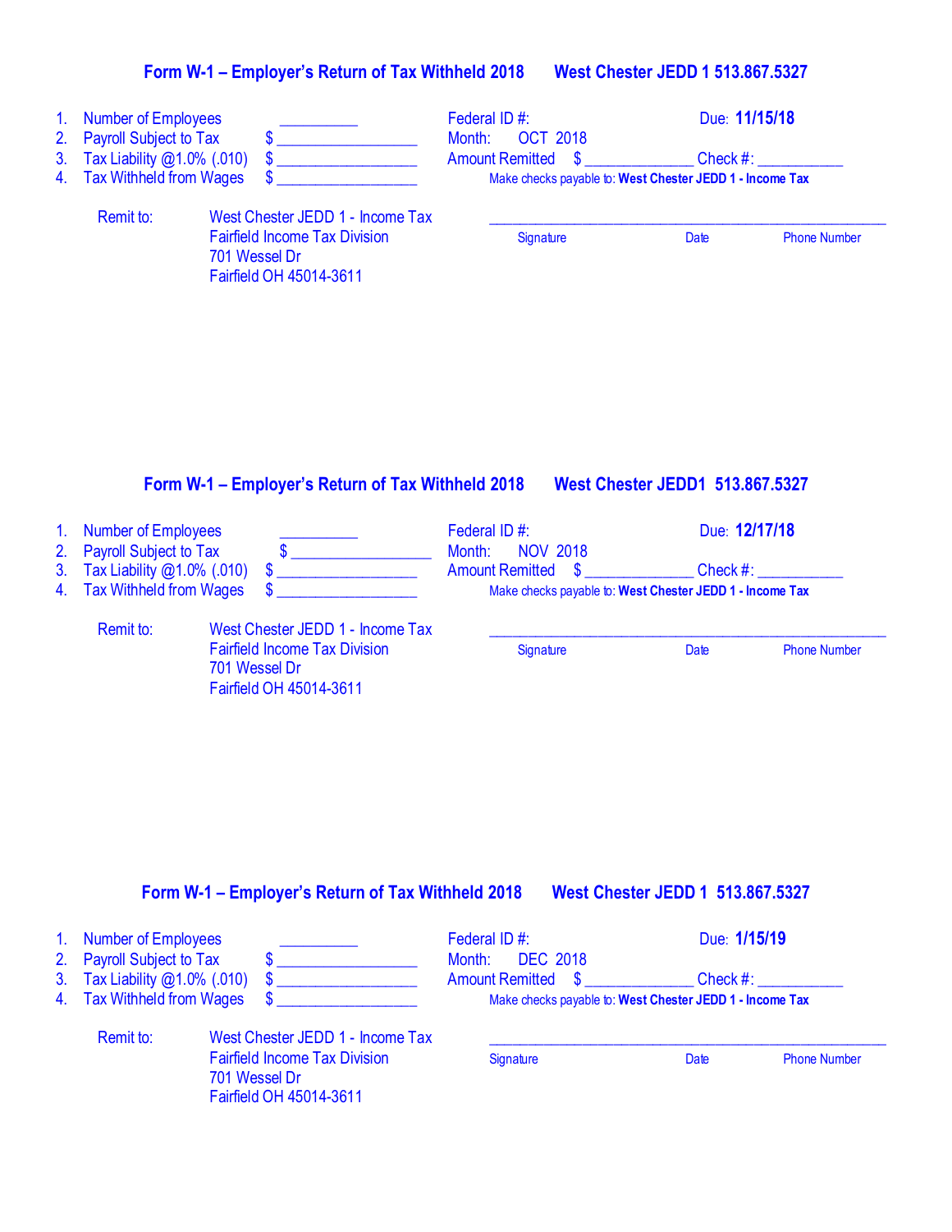## Form W-1 – Employer's Return of Tax Withheld 2018    West Chester JEDD 1 513.867.5327

1. Number of Employees __________
2. Payroll Subject to Tax $ _________________
3. Tax Liability @1.0% (.010) $ _________________
4. Tax Withheld from Wages $ _________________

Federal ID #:    **Due: 11/15/18**

Month: OCT 2018

Amount Remitted $ _____________ Check #: ___________

Make checks payable to: **West Chester JEDD 1 - Income Tax**

Remit to: West Chester JEDD 1 - Income Tax
Fairfield Income Tax Division
701 Wessel Dr
Fairfield OH 45014-3611

_____________________________________________

Signature    Date    Phone Number

## Form W-1 – Employer's Return of Tax Withheld 2018    West Chester JEDD1 513.867.5327

1. Number of Employees __________
2. Payroll Subject to Tax $ _________________
3. Tax Liability @1.0% (.010) $ _________________
4. Tax Withheld from Wages $ _________________

Federal ID #:    **Due: 12/17/18**

Month: NOV 2018

Amount Remitted $ _____________ Check #: ___________

Make checks payable to: **West Chester JEDD 1 - Income Tax**

Remit to: West Chester JEDD 1 - Income Tax
Fairfield Income Tax Division
701 Wessel Dr
Fairfield OH 45014-3611

_____________________________________________

Signature    Date    Phone Number

## Form W-1 – Employer's Return of Tax Withheld 2018    West Chester JEDD 1 513.867.5327

1. Number of Employees __________
2. Payroll Subject to Tax $ _________________
3. Tax Liability @1.0% (.010) $ _________________
4. Tax Withheld from Wages $ _________________

Federal ID #:    **Due: 1/15/19**

Month: DEC 2018

Amount Remitted $ _____________ Check #: ___________

Make checks payable to: **West Chester JEDD 1 - Income Tax**

Remit to: West Chester JEDD 1 - Income Tax
Fairfield Income Tax Division
701 Wessel Dr
Fairfield OH 45014-3611

_____________________________________________

Signature    Date    Phone Number